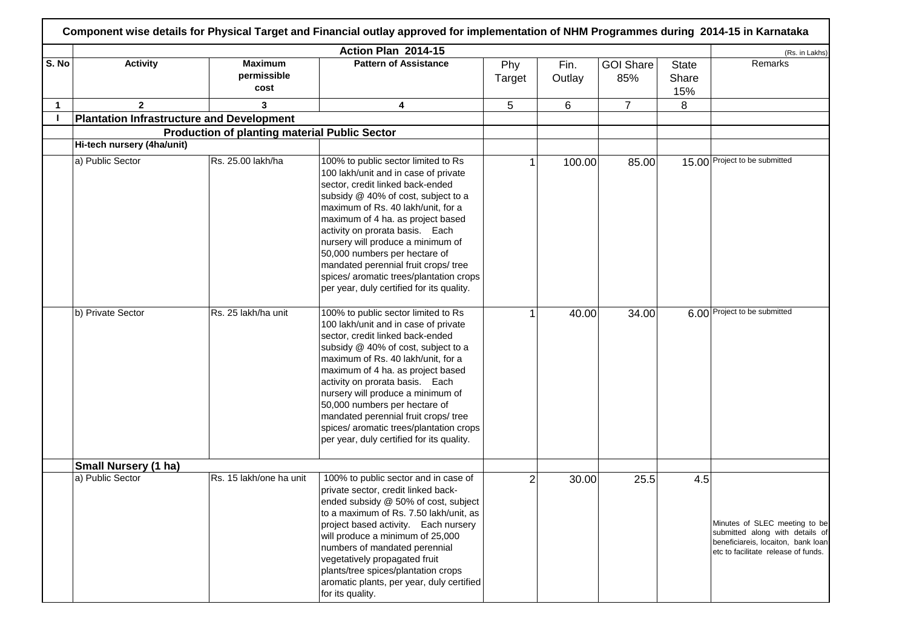# Component wise details for Physical Target and Financial outlay approved for implementation of NHM Programmes during 2014-15 in Karnataka

| | Action Plan 2014-15 | | | | | | | (Rs. in Lakhs) |
|---|---|---|---|---|---|---|---|---|
| S. No | Activity | Maximum permissible cost | Pattern of Assistance | Phy Target | Fin. Outlay | GOI Share 85% | State Share 15% | Remarks |
| 1 | 2 | 3 | 4 | 5 | 6 | 7 | 8 | |
| I | **Plantation Infrastructure and Development** | | | | | | | |
| | **Production of planting material Public Sector** | | | | | | | |
| | **Hi-tech nursery (4ha/unit)** | | | | | | | |
| | a) Public Sector | Rs. 25.00 lakh/ha | 100% to public sector limited to Rs 100 lakh/unit and in case of private sector, credit linked back-ended subsidy @ 40% of cost, subject to a maximum of Rs. 40 lakh/unit, for a maximum of 4 ha. as project based activity on prorata basis. Each nursery will produce a minimum of 50,000 numbers per hectare of mandated perennial fruit crops/ tree spices/ aromatic trees/plantation crops per year, duly certified for its quality. | 1 | 100.00 | 85.00 | 15.00 | Project to be submitted |
| | b) Private Sector | Rs. 25 lakh/ha unit | 100% to public sector limited to Rs 100 lakh/unit and in case of private sector, credit linked back-ended subsidy @ 40% of cost, subject to a maximum of Rs. 40 lakh/unit, for a maximum of 4 ha. as project based activity on prorata basis. Each nursery will produce a minimum of 50,000 numbers per hectare of mandated perennial fruit crops/ tree spices/ aromatic trees/plantation crops per year, duly certified for its quality. | 1 | 40.00 | 34.00 | 6.00 | Project to be submitted |
| | **Small Nursery (1 ha)** | | | | | | | |
| | a) Public Sector | Rs. 15 lakh/one ha unit | 100% to public sector and in case of private sector, credit linked back-ended subsidy @ 50% of cost, subject to a maximum of Rs. 7.50 lakh/unit, as project based activity. Each nursery will produce a minimum of 25,000 numbers of mandated perennial vegetatively propagated fruit plants/tree spices/plantation crops aromatic plants, per year, duly certified for its quality. | 2 | 30.00 | 25.5 | 4.5 | Minutes of SLEC meeting to be submitted along with details of beneficiareis, locaiton, bank loan etc to facilitate release of funds. |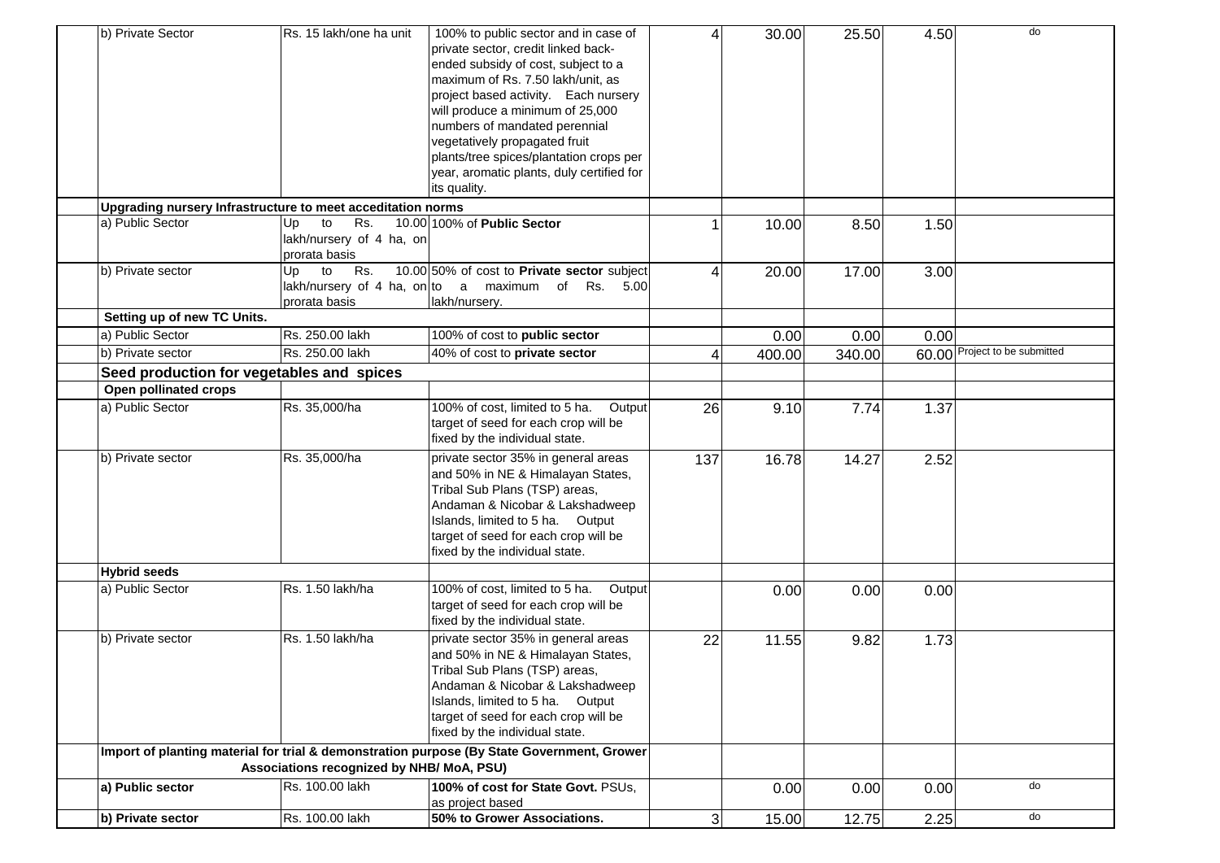| | | | | | | | |
|---|---|---|---|---|---|---|---|
| b) Private Sector | Rs. 15 lakh/one ha unit | 100% to public sector and in case of private sector, credit linked back-ended subsidy of cost, subject to a maximum of Rs. 7.50 lakh/unit, as project based activity. Each nursery will produce a minimum of 25,000 numbers of mandated perennial vegetatively propagated fruit plants/tree spices/plantation crops per year, aromatic plants, duly certified for its quality. | 4 | 30.00 | 25.50 | 4.50 | do |
| **Upgrading nursery Infrastructure to meet acceditation norms** | | | | | | | |
| a) Public Sector | Up to Rs. 10.00 lakh/nursery of 4 ha, on prorata basis | 100% of **Public Sector** | 1 | 10.00 | 8.50 | 1.50 | |
| b) Private sector | Up to Rs. 10.00 lakh/nursery of 4 ha, on prorata basis | 50% of cost to **Private sector** subject to a maximum of Rs. 5.00 lakh/nursery. | 4 | 20.00 | 17.00 | 3.00 | |
| **Setting up of new TC Units.** | | | | | | | |
| a) Public Sector | Rs. 250.00 lakh | 100% of cost to **public sector** | | 0.00 | 0.00 | 0.00 | |
| b) Private sector | Rs. 250.00 lakh | 40% of cost to **private sector** | 4 | 400.00 | 340.00 | 60.00 | Project to be submitted |
| **Seed production for vegetables and spices** | | | | | | | |
| **Open pollinated crops** | | | | | | | |
| a) Public Sector | Rs. 35,000/ha | 100% of cost, limited to 5 ha. Output target of seed for each crop will be fixed by the individual state. | 26 | 9.10 | 7.74 | 1.37 | |
| b) Private sector | Rs. 35,000/ha | private sector 35% in general areas and 50% in NE & Himalayan States, Tribal Sub Plans (TSP) areas, Andaman & Nicobar & Lakshadweep Islands, limited to 5 ha. Output target of seed for each crop will be fixed by the individual state. | 137 | 16.78 | 14.27 | 2.52 | |
| **Hybrid seeds** | | | | | | | |
| a) Public Sector | Rs. 1.50 lakh/ha | 100% of cost, limited to 5 ha. Output target of seed for each crop will be fixed by the individual state. | | 0.00 | 0.00 | 0.00 | |
| b) Private sector | Rs. 1.50 lakh/ha | private sector 35% in general areas and 50% in NE & Himalayan States, Tribal Sub Plans (TSP) areas, Andaman & Nicobar & Lakshadweep Islands, limited to 5 ha. Output target of seed for each crop will be fixed by the individual state. | 22 | 11.55 | 9.82 | 1.73 | |
| **Import of planting material for trial & demonstration purpose (By State Government, Grower Associations recognized by NHB/ MoA, PSU)** | | | | | | | |
| **a) Public sector** | Rs. 100.00 lakh | **100% of cost for State Govt.** PSUs, as project based | | 0.00 | 0.00 | 0.00 | do |
| **b) Private sector** | Rs. 100.00 lakh | **50% to Grower Associations.** | 3 | 15.00 | 12.75 | 2.25 | do |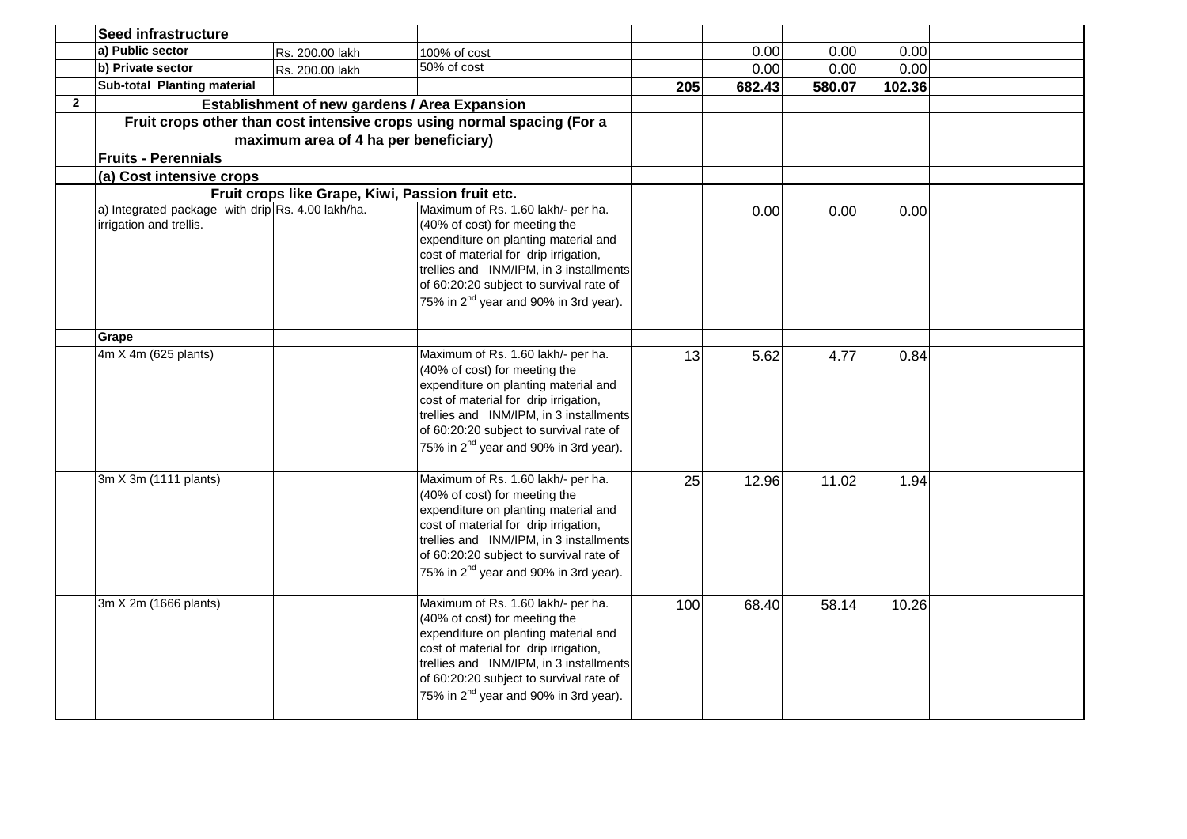| | | | | | | | | |
|---|---|---|---|---|---|---|---|---|
| | **Seed infrastructure** | | | | | | | |
| | **a) Public sector** | Rs. 200.00 lakh | 100% of cost | | 0.00 | 0.00 | 0.00 | |
| | **b) Private sector** | Rs. 200.00 lakh | 50% of cost | | 0.00 | 0.00 | 0.00 | |
| | **Sub-total Planting material** | | | **205** | **682.43** | **580.07** | **102.36** | |
| **2** | **Establishment of new gardens / Area Expansion** | | | | | | | |
| | **Fruit crops other than cost intensive crops using normal spacing (For a maximum area of 4 ha per beneficiary)** | | | | | | | |
| | **Fruits - Perennials** | | | | | | | |
| | **(a) Cost intensive crops** | | | | | | | |
| | **Fruit crops like Grape, Kiwi, Passion fruit etc.** | | | | | | | |
| | a) Integrated package with drip irrigation and trellis. | Rs. 4.00 lakh/ha. | Maximum of Rs. 1.60 lakh/- per ha. (40% of cost) for meeting the expenditure on planting material and cost of material for drip irrigation, trellies and INM/IPM, in 3 installments of 60:20:20 subject to survival rate of 75% in 2nd year and 90% in 3rd year). | | 0.00 | 0.00 | 0.00 | |
| | **Grape** | | | | | | | |
| | 4m X 4m (625 plants) | | Maximum of Rs. 1.60 lakh/- per ha. (40% of cost) for meeting the expenditure on planting material and cost of material for drip irrigation, trellies and INM/IPM, in 3 installments of 60:20:20 subject to survival rate of 75% in 2nd year and 90% in 3rd year). | 13 | 5.62 | 4.77 | 0.84 | |
| | 3m X 3m (1111 plants) | | Maximum of Rs. 1.60 lakh/- per ha. (40% of cost) for meeting the expenditure on planting material and cost of material for drip irrigation, trellies and INM/IPM, in 3 installments of 60:20:20 subject to survival rate of 75% in 2nd year and 90% in 3rd year). | 25 | 12.96 | 11.02 | 1.94 | |
| | 3m X 2m (1666 plants) | | Maximum of Rs. 1.60 lakh/- per ha. (40% of cost) for meeting the expenditure on planting material and cost of material for drip irrigation, trellies and INM/IPM, in 3 installments of 60:20:20 subject to survival rate of 75% in 2nd year and 90% in 3rd year). | 100 | 68.40 | 58.14 | 10.26 | |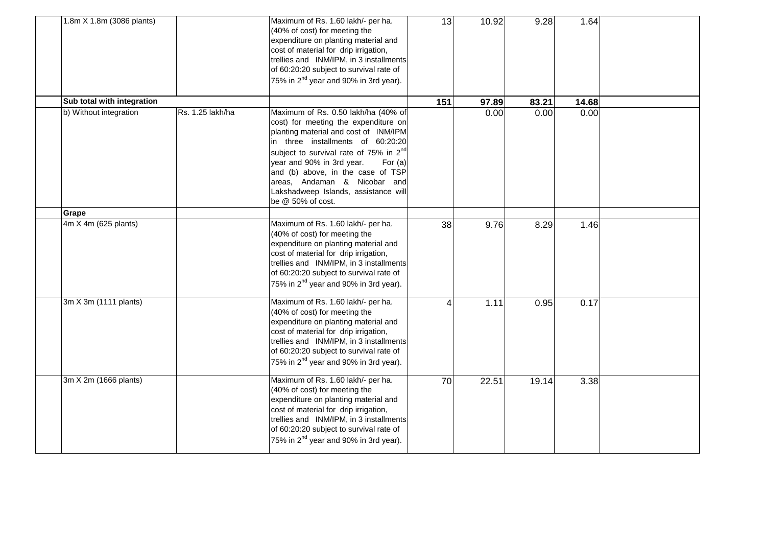| | | | | | | | | |
|---|---|---|---|---|---|---|---|---|
| | 1.8m X 1.8m (3086 plants) | | Maximum of Rs. 1.60 lakh/- per ha. (40% of cost) for meeting the expenditure on planting material and cost of material for drip irrigation, trellies and INM/IPM, in 3 installments of 60:20:20 subject to survival rate of 75% in 2[nd] year and 90% in 3rd year). | 13 | 10.92 | 9.28 | 1.64 | |
| | **Sub total with integration** | | | **151** | **97.89** | **83.21** | **14.68** | |
| | b) Without integration | Rs. 1.25 lakh/ha | Maximum of Rs. 0.50 lakh/ha (40% of cost) for meeting the expenditure on planting material and cost of INM/IPM in three installments of 60:20:20 subject to survival rate of 75% in 2[nd] year and 90% in 3rd year. For (a) and (b) above, in the case of TSP areas, Andaman & Nicobar and Lakshadweep Islands, assistance will be @ 50% of cost. | | 0.00 | 0.00 | 0.00 | |
| | **Grape** | | | | | | | |
| | 4m X 4m (625 plants) | | Maximum of Rs. 1.60 lakh/- per ha. (40% of cost) for meeting the expenditure on planting material and cost of material for drip irrigation, trellies and INM/IPM, in 3 installments of 60:20:20 subject to survival rate of 75% in 2[nd] year and 90% in 3rd year). | 38 | 9.76 | 8.29 | 1.46 | |
| | 3m X 3m (1111 plants) | | Maximum of Rs. 1.60 lakh/- per ha. (40% of cost) for meeting the expenditure on planting material and cost of material for drip irrigation, trellies and INM/IPM, in 3 installments of 60:20:20 subject to survival rate of 75% in 2[nd] year and 90% in 3rd year). | 4 | 1.11 | 0.95 | 0.17 | |
| | 3m X 2m (1666 plants) | | Maximum of Rs. 1.60 lakh/- per ha. (40% of cost) for meeting the expenditure on planting material and cost of material for drip irrigation, trellies and INM/IPM, in 3 installments of 60:20:20 subject to survival rate of 75% in 2[nd] year and 90% in 3rd year). | 70 | 22.51 | 19.14 | 3.38 | |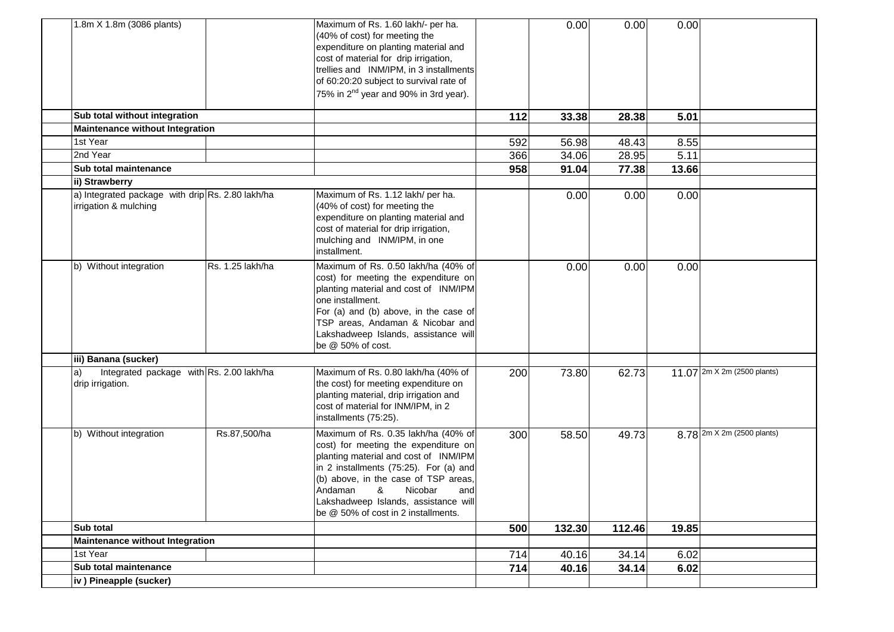| | | | | | | | |
|---|---|---|---|---|---|---|---|
| 1.8m X 1.8m (3086 plants) | | Maximum of Rs. 1.60 lakh/- per ha. (40% of cost) for meeting the expenditure on planting material and cost of material for drip irrigation, trellies and INM/IPM, in 3 installments of 60:20:20 subject to survival rate of 75% in 2nd year and 90% in 3rd year). | | 0.00 | 0.00 | 0.00 | |
| **Sub total without integration** | | | **112** | **33.38** | **28.38** | **5.01** | |
| **Maintenance without Integration** | | | | | | | |
| 1st Year | | | 592 | 56.98 | 48.43 | 8.55 | |
| 2nd Year | | | 366 | 34.06 | 28.95 | 5.11 | |
| **Sub total maintenance** | | | **958** | **91.04** | **77.38** | **13.66** | |
| **ii) Strawberry** | | | | | | | |
| a) Integrated package with drip irrigation & mulching | Rs. 2.80 lakh/ha | Maximum of Rs. 1.12 lakh/ per ha. (40% of cost) for meeting the expenditure on planting material and cost of material for drip irrigation, mulching and INM/IPM, in one installment. | | 0.00 | 0.00 | 0.00 | |
| b) Without integration | Rs. 1.25 lakh/ha | Maximum of Rs. 0.50 lakh/ha (40% of cost) for meeting the expenditure on planting material and cost of INM/IPM one installment. For (a) and (b) above, in the case of TSP areas, Andaman & Nicobar and Lakshadweep Islands, assistance will be @ 50% of cost. | | 0.00 | 0.00 | 0.00 | |
| **iii) Banana (sucker)** | | | | | | | |
| a) Integrated package with drip irrigation. | Rs. 2.00 lakh/ha | Maximum of Rs. 0.80 lakh/ha (40% of the cost) for meeting expenditure on planting material, drip irrigation and cost of material for INM/IPM, in 2 installments (75:25). | 200 | 73.80 | 62.73 | 11.07 | 2m X 2m (2500 plants) |
| b) Without integration | Rs.87,500/ha | Maximum of Rs. 0.35 lakh/ha (40% of cost) for meeting the expenditure on planting material and cost of INM/IPM in 2 installments (75:25). For (a) and (b) above, in the case of TSP areas, Andaman & Nicobar and Lakshadweep Islands, assistance will be @ 50% of cost in 2 installments. | 300 | 58.50 | 49.73 | 8.78 | 2m X 2m (2500 plants) |
| **Sub total** | | | **500** | **132.30** | **112.46** | **19.85** | |
| **Maintenance without Integration** | | | | | | | |
| 1st Year | | | 714 | 40.16 | 34.14 | 6.02 | |
| **Sub total maintenance** | | | **714** | **40.16** | **34.14** | **6.02** | |
| **iv ) Pineapple (sucker)** | | | | | | | |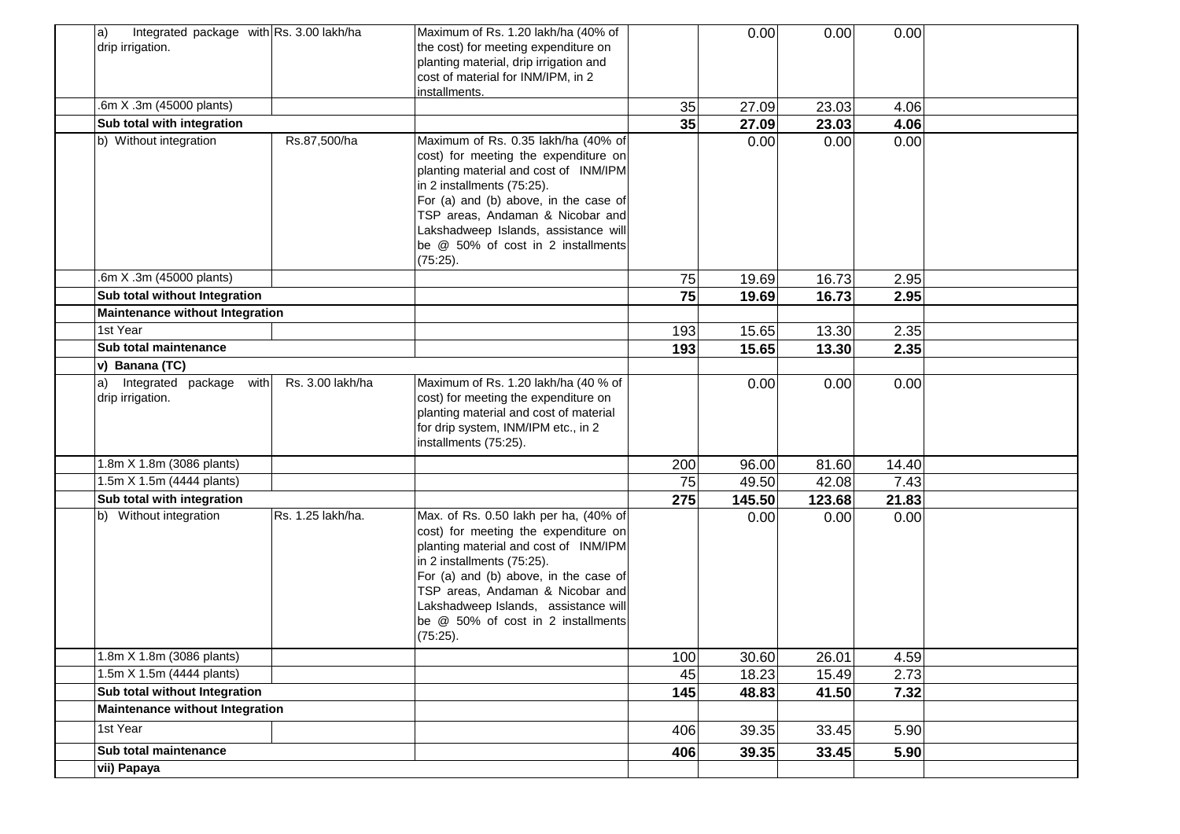| | | | | | | | |
|---|---|---|---|---|---|---|---|
| a) Integrated package with drip irrigation. | Rs. 3.00 lakh/ha | Maximum of Rs. 1.20 lakh/ha (40% of the cost) for meeting expenditure on planting material, drip irrigation and cost of material for INM/IPM, in 2 installments. | | 0.00 | 0.00 | 0.00 | |
| .6m X .3m (45000 plants) | | | 35 | 27.09 | 23.03 | 4.06 | |
| **Sub total with integration** | | | **35** | **27.09** | **23.03** | **4.06** | |
| b) Without integration | Rs.87,500/ha | Maximum of Rs. 0.35 lakh/ha (40% of cost) for meeting the expenditure on planting material and cost of INM/IPM in 2 installments (75:25). For (a) and (b) above, in the case of TSP areas, Andaman & Nicobar and Lakshadweep Islands, assistance will be @ 50% of cost in 2 installments (75:25). | | 0.00 | 0.00 | 0.00 | |
| .6m X .3m (45000 plants) | | | 75 | 19.69 | 16.73 | 2.95 | |
| **Sub total without Integration** | | | **75** | **19.69** | **16.73** | **2.95** | |
| **Maintenance without Integration** | | | | | | | |
| 1st Year | | | 193 | 15.65 | 13.30 | 2.35 | |
| **Sub total maintenance** | | | **193** | **15.65** | **13.30** | **2.35** | |
| **v) Banana (TC)** | | | | | | | |
| a) Integrated package with drip irrigation. | Rs. 3.00 lakh/ha | Maximum of Rs. 1.20 lakh/ha (40 % of cost) for meeting the expenditure on planting material and cost of material for drip system, INM/IPM etc., in 2 installments (75:25). | | 0.00 | 0.00 | 0.00 | |
| 1.8m X 1.8m (3086 plants) | | | 200 | 96.00 | 81.60 | 14.40 | |
| 1.5m X 1.5m (4444 plants) | | | 75 | 49.50 | 42.08 | 7.43 | |
| **Sub total with integration** | | | **275** | **145.50** | **123.68** | **21.83** | |
| b) Without integration | Rs. 1.25 lakh/ha. | Max. of Rs. 0.50 lakh per ha, (40% of cost) for meeting the expenditure on planting material and cost of INM/IPM in 2 installments (75:25). For (a) and (b) above, in the case of TSP areas, Andaman & Nicobar and Lakshadweep Islands, assistance will be @ 50% of cost in 2 installments (75:25). | | 0.00 | 0.00 | 0.00 | |
| 1.8m X 1.8m (3086 plants) | | | 100 | 30.60 | 26.01 | 4.59 | |
| 1.5m X 1.5m (4444 plants) | | | 45 | 18.23 | 15.49 | 2.73 | |
| **Sub total without Integration** | | | **145** | **48.83** | **41.50** | **7.32** | |
| **Maintenance without Integration** | | | | | | | |
| 1st Year | | | 406 | 39.35 | 33.45 | 5.90 | |
| **Sub total maintenance** | | | **406** | **39.35** | **33.45** | **5.90** | |
| **vii) Papaya** | | | | | | | |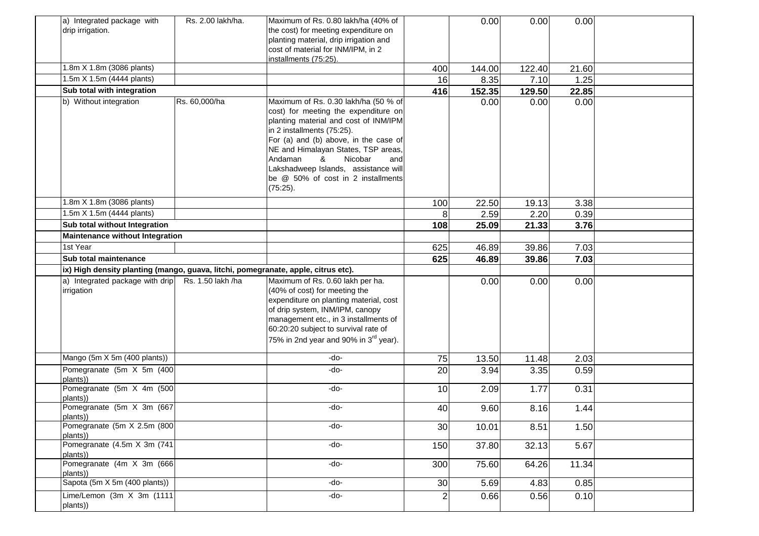| | | | | | | | |
|---|---|---|---|---|---|---|---|
| a) Integrated package with drip irrigation. | Rs. 2.00 lakh/ha. | Maximum of Rs. 0.80 lakh/ha (40% of the cost) for meeting expenditure on planting material, drip irrigation and cost of material for INM/IPM, in 2 installments (75:25). | | 0.00 | 0.00 | 0.00 | |
| 1.8m X 1.8m (3086 plants) | | | 400 | 144.00 | 122.40 | 21.60 | |
| 1.5m X 1.5m (4444 plants) | | | 16 | 8.35 | 7.10 | 1.25 | |
| **Sub total with integration** | | | **416** | **152.35** | **129.50** | **22.85** | |
| b) Without integration | Rs. 60,000/ha | Maximum of Rs. 0.30 lakh/ha (50 % of cost) for meeting the expenditure on planting material and cost of INM/IPM in 2 installments (75:25). For (a) and (b) above, in the case of NE and Himalayan States, TSP areas, Andaman & Nicobar and Lakshadweep Islands, assistance will be @ 50% of cost in 2 installments (75:25). | | 0.00 | 0.00 | 0.00 | |
| 1.8m X 1.8m (3086 plants) | | | 100 | 22.50 | 19.13 | 3.38 | |
| 1.5m X 1.5m (4444 plants) | | | 8 | 2.59 | 2.20 | 0.39 | |
| **Sub total without Integration** | | | **108** | **25.09** | **21.33** | **3.76** | |
| **Maintenance without Integration** | | | | | | | |
| 1st Year | | | 625 | 46.89 | 39.86 | 7.03 | |
| **Sub total maintenance** | | | **625** | **46.89** | **39.86** | **7.03** | |
| **ix) High density planting (mango, guava, litchi, pomegranate, apple, citrus etc).** | | | | | | | |
| a) Integrated package with drip irrigation | Rs. 1.50 lakh /ha | Maximum of Rs. 0.60 lakh per ha. (40% of cost) for meeting the expenditure on planting material, cost of drip system, INM/IPM, canopy management etc., in 3 installments of 60:20:20 subject to survival rate of 75% in 2nd year and 90% in 3rd year). | | 0.00 | 0.00 | 0.00 | |
| Mango (5m X 5m (400 plants)) | | -do- | 75 | 13.50 | 11.48 | 2.03 | |
| Pomegranate (5m X 5m (400 plants)) | | -do- | 20 | 3.94 | 3.35 | 0.59 | |
| Pomegranate (5m X 4m (500 plants)) | | -do- | 10 | 2.09 | 1.77 | 0.31 | |
| Pomegranate (5m X 3m (667 plants)) | | -do- | 40 | 9.60 | 8.16 | 1.44 | |
| Pomegranate (5m X 2.5m (800 plants)) | | -do- | 30 | 10.01 | 8.51 | 1.50 | |
| Pomegranate (4.5m X 3m (741 plants)) | | -do- | 150 | 37.80 | 32.13 | 5.67 | |
| Pomegranate (4m X 3m (666 plants)) | | -do- | 300 | 75.60 | 64.26 | 11.34 | |
| Sapota (5m X 5m (400 plants)) | | -do- | 30 | 5.69 | 4.83 | 0.85 | |
| Lime/Lemon (3m X 3m (1111 plants)) | | -do- | 2 | 0.66 | 0.56 | 0.10 | |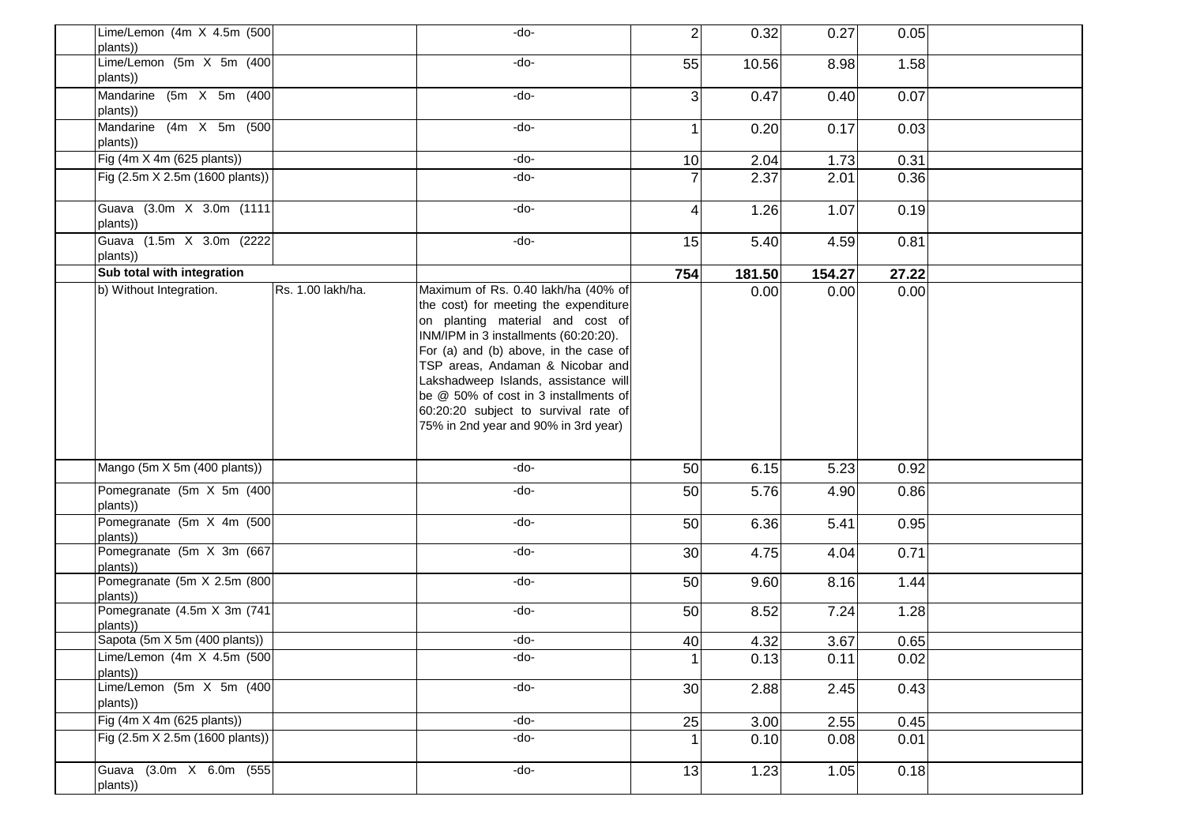| | | | | | | | | |
|---|---|---|---|---|---|---|---|---|
| | Lime/Lemon (4m X 4.5m (500 plants)) | | -do- | 2 | 0.32 | 0.27 | 0.05 | |
| | Lime/Lemon (5m X 5m (400 plants)) | | -do- | 55 | 10.56 | 8.98 | 1.58 | |
| | Mandarine (5m X 5m (400 plants)) | | -do- | 3 | 0.47 | 0.40 | 0.07 | |
| | Mandarine (4m X 5m (500 plants)) | | -do- | 1 | 0.20 | 0.17 | 0.03 | |
| | Fig (4m X 4m (625 plants)) | | -do- | 10 | 2.04 | 1.73 | 0.31 | |
| | Fig (2.5m X 2.5m (1600 plants)) | | -do- | 7 | 2.37 | 2.01 | 0.36 | |
| | Guava (3.0m X 3.0m (1111 plants)) | | -do- | 4 | 1.26 | 1.07 | 0.19 | |
| | Guava (1.5m X 3.0m (2222 plants)) | | -do- | 15 | 5.40 | 4.59 | 0.81 | |
| | **Sub total with integration** | | | **754** | **181.50** | **154.27** | **27.22** | |
| | b) Without Integration. | Rs. 1.00 lakh/ha. | Maximum of Rs. 0.40 lakh/ha (40% of the cost) for meeting the expenditure on planting material and cost of INM/IPM in 3 installments (60:20:20). For (a) and (b) above, in the case of TSP areas, Andaman & Nicobar and Lakshadweep Islands, assistance will be @ 50% of cost in 3 installments of 60:20:20 subject to survival rate of 75% in 2nd year and 90% in 3rd year) | | 0.00 | 0.00 | 0.00 | |
| | Mango (5m X 5m (400 plants)) | | -do- | 50 | 6.15 | 5.23 | 0.92 | |
| | Pomegranate (5m X 5m (400 plants)) | | -do- | 50 | 5.76 | 4.90 | 0.86 | |
| | Pomegranate (5m X 4m (500 plants)) | | -do- | 50 | 6.36 | 5.41 | 0.95 | |
| | Pomegranate (5m X 3m (667 plants)) | | -do- | 30 | 4.75 | 4.04 | 0.71 | |
| | Pomegranate (5m X 2.5m (800 plants)) | | -do- | 50 | 9.60 | 8.16 | 1.44 | |
| | Pomegranate (4.5m X 3m (741 plants)) | | -do- | 50 | 8.52 | 7.24 | 1.28 | |
| | Sapota (5m X 5m (400 plants)) | | -do- | 40 | 4.32 | 3.67 | 0.65 | |
| | Lime/Lemon (4m X 4.5m (500 plants)) | | -do- | 1 | 0.13 | 0.11 | 0.02 | |
| | Lime/Lemon (5m X 5m (400 plants)) | | -do- | 30 | 2.88 | 2.45 | 0.43 | |
| | Fig (4m X 4m (625 plants)) | | -do- | 25 | 3.00 | 2.55 | 0.45 | |
| | Fig (2.5m X 2.5m (1600 plants)) | | -do- | 1 | 0.10 | 0.08 | 0.01 | |
| | Guava (3.0m X 6.0m (555 plants)) | | -do- | 13 | 1.23 | 1.05 | 0.18 | |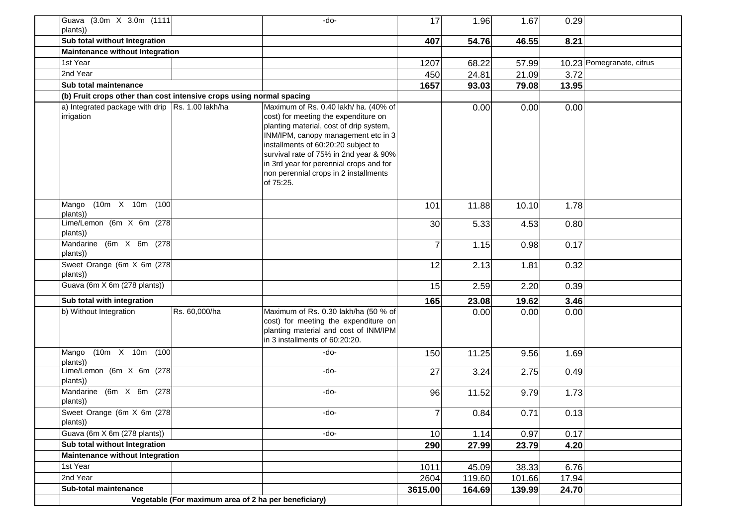| | | | | | | | |
|---|---|---|---|---|---|---|---|
| Guava (3.0m X 3.0m (1111 plants)) | | -do- | 17 | 1.96 | 1.67 | 0.29 | |
| **Sub total without Integration** | | | **407** | **54.76** | **46.55** | **8.21** | |
| **Maintenance without Integration** | | | | | | | |
| 1st Year | | | 1207 | 68.22 | 57.99 | 10.23 | Pomegranate, citrus |
| 2nd Year | | | 450 | 24.81 | 21.09 | 3.72 | |
| **Sub total maintenance** | | | **1657** | **93.03** | **79.08** | **13.95** | |
| **(b) Fruit crops other than cost intensive crops using normal spacing** | | | | | | | |
| a) Integrated package with drip irrigation | Rs. 1.00 lakh/ha | Maximum of Rs. 0.40 lakh/ ha. (40% of cost) for meeting the expenditure on planting material, cost of drip system, INM/IPM, canopy management etc in 3 installments of 60:20:20 subject to survival rate of 75% in 2nd year & 90% in 3rd year for perennial crops and for non perennial crops in 2 installments of 75:25. | | 0.00 | 0.00 | 0.00 | |
| Mango (10m X 10m (100 plants)) | | | 101 | 11.88 | 10.10 | 1.78 | |
| Lime/Lemon (6m X 6m (278 plants)) | | | 30 | 5.33 | 4.53 | 0.80 | |
| Mandarine (6m X 6m (278 plants)) | | | 7 | 1.15 | 0.98 | 0.17 | |
| Sweet Orange (6m X 6m (278 plants)) | | | 12 | 2.13 | 1.81 | 0.32 | |
| Guava (6m X 6m (278 plants)) | | | 15 | 2.59 | 2.20 | 0.39 | |
| **Sub total with integration** | | | **165** | **23.08** | **19.62** | **3.46** | |
| b) Without Integration | Rs. 60,000/ha | Maximum of Rs. 0.30 lakh/ha (50 % of cost) for meeting the expenditure on planting material and cost of INM/IPM in 3 installments of 60:20:20. | | 0.00 | 0.00 | 0.00 | |
| Mango (10m X 10m (100 plants)) | | -do- | 150 | 11.25 | 9.56 | 1.69 | |
| Lime/Lemon (6m X 6m (278 plants)) | | -do- | 27 | 3.24 | 2.75 | 0.49 | |
| Mandarine (6m X 6m (278 plants)) | | -do- | 96 | 11.52 | 9.79 | 1.73 | |
| Sweet Orange (6m X 6m (278 plants)) | | -do- | 7 | 0.84 | 0.71 | 0.13 | |
| Guava (6m X 6m (278 plants)) | | -do- | 10 | 1.14 | 0.97 | 0.17 | |
| **Sub total without Integration** | | | **290** | **27.99** | **23.79** | **4.20** | |
| **Maintenance without Integration** | | | | | | | |
| 1st Year | | | 1011 | 45.09 | 38.33 | 6.76 | |
| 2nd Year | | | 2604 | 119.60 | 101.66 | 17.94 | |
| **Sub-total maintenance** | | | **3615.00** | **164.69** | **139.99** | **24.70** | |
| **Vegetable (For maximum area of 2 ha per beneficiary)** | | | | | | | |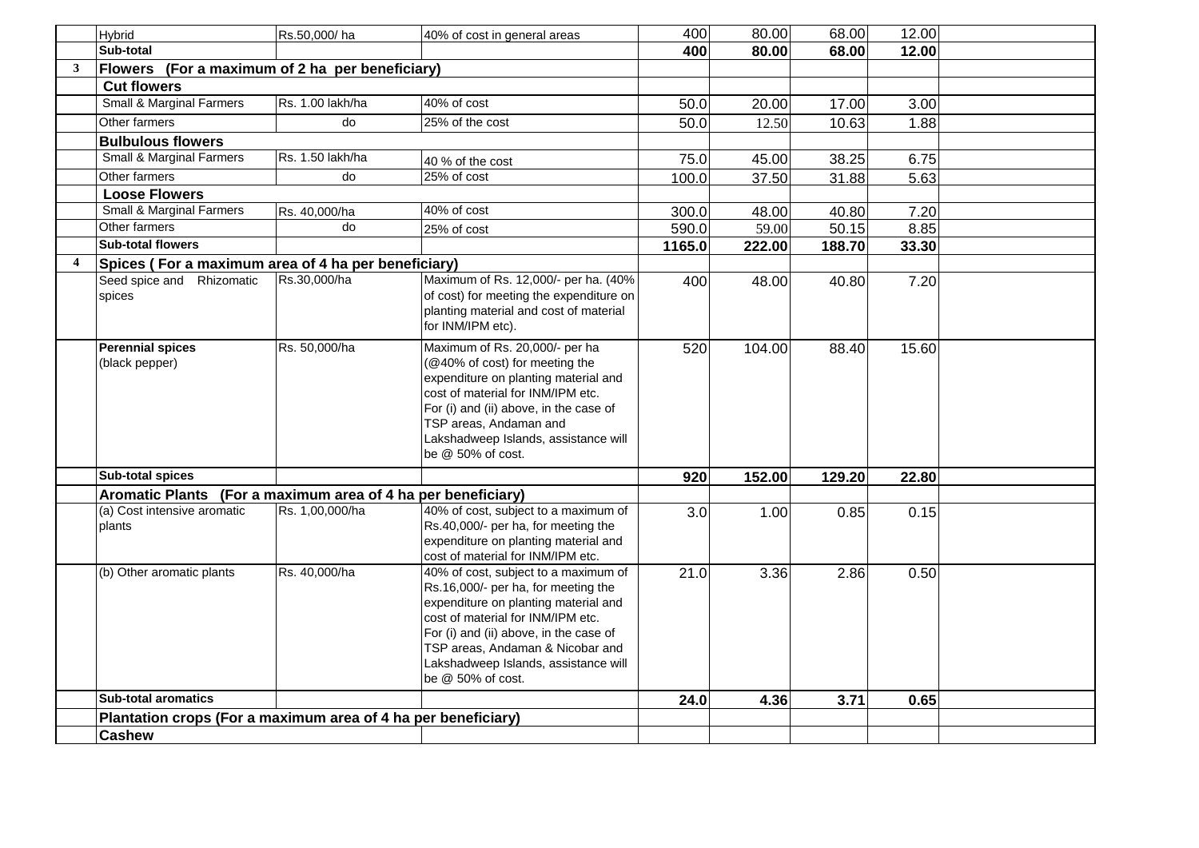| | | | | | | | | |
|---|---|---|---|---|---|---|---|---|
| | Hybrid | Rs.50,000/ ha | 40% of cost in general areas | 400 | 80.00 | 68.00 | 12.00 | |
| | **Sub-total** | | | **400** | **80.00** | **68.00** | **12.00** | |
| **3** | **Flowers (For a maximum of 2 ha per beneficiary)** | | | | | | | |
| | **Cut flowers** | | | | | | | |
| | Small & Marginal Farmers | Rs. 1.00 lakh/ha | 40% of cost | 50.0 | 20.00 | 17.00 | 3.00 | |
| | Other farmers | do | 25% of the cost | 50.0 | 12.50 | 10.63 | 1.88 | |
| | **Bulbulous flowers** | | | | | | | |
| | Small & Marginal Farmers | Rs. 1.50 lakh/ha | 40 % of the cost | 75.0 | 45.00 | 38.25 | 6.75 | |
| | Other farmers | do | 25% of cost | 100.0 | 37.50 | 31.88 | 5.63 | |
| | **Loose Flowers** | | | | | | | |
| | Small & Marginal Farmers | Rs. 40,000/ha | 40% of cost | 300.0 | 48.00 | 40.80 | 7.20 | |
| | Other farmers | do | 25% of cost | 590.0 | 59.00 | 50.15 | 8.85 | |
| | **Sub-total flowers** | | | **1165.0** | **222.00** | **188.70** | **33.30** | |
| **4** | **Spices ( For a maximum area of 4 ha per beneficiary)** | | | | | | | |
| | Seed spice and Rhizomatic spices | Rs.30,000/ha | Maximum of Rs. 12,000/- per ha. (40% of cost) for meeting the expenditure on planting material and cost of material for INM/IPM etc). | 400 | 48.00 | 40.80 | 7.20 | |
| | **Perennial spices** (black pepper) | Rs. 50,000/ha | Maximum of Rs. 20,000/- per ha (@40% of cost) for meeting the expenditure on planting material and cost of material for INM/IPM etc. For (i) and (ii) above, in the case of TSP areas, Andaman and Lakshadweep Islands, assistance will be @ 50% of cost. | 520 | 104.00 | 88.40 | 15.60 | |
| | **Sub-total spices** | | | **920** | **152.00** | **129.20** | **22.80** | |
| | **Aromatic Plants (For a maximum area of 4 ha per beneficiary)** | | | | | | | |
| | (a) Cost intensive aromatic plants | Rs. 1,00,000/ha | 40% of cost, subject to a maximum of Rs.40,000/- per ha, for meeting the expenditure on planting material and cost of material for INM/IPM etc. | 3.0 | 1.00 | 0.85 | 0.15 | |
| | (b) Other aromatic plants | Rs. 40,000/ha | 40% of cost, subject to a maximum of Rs.16,000/- per ha, for meeting the expenditure on planting material and cost of material for INM/IPM etc. For (i) and (ii) above, in the case of TSP areas, Andaman & Nicobar and Lakshadweep Islands, assistance will be @ 50% of cost. | 21.0 | 3.36 | 2.86 | 0.50 | |
| | **Sub-total aromatics** | | | **24.0** | **4.36** | **3.71** | **0.65** | |
| | **Plantation crops (For a maximum area of 4 ha per beneficiary)** | | | | | | | |
| | **Cashew** | | | | | | | |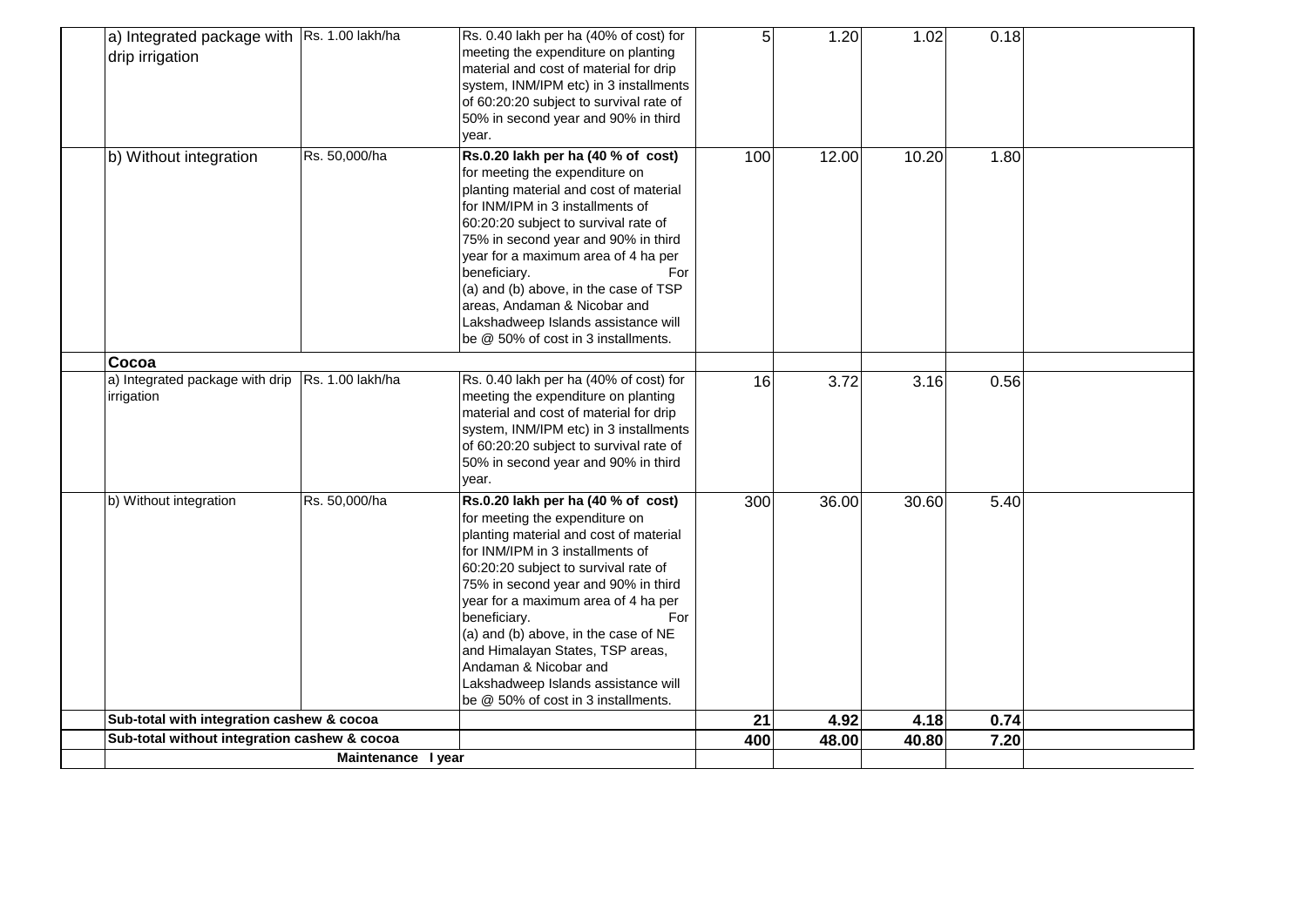| | | | | | | | |
|---|---|---|---|---|---|---|---|
| a) Integrated package with drip irrigation | Rs. 1.00 lakh/ha | Rs. 0.40 lakh per ha (40% of cost) for meeting the expenditure on planting material and cost of material for drip system, INM/IPM etc) in 3 installments of 60:20:20 subject to survival rate of 50% in second year and 90% in third year. | 5 | 1.20 | 1.02 | 0.18 | |
| b) Without integration | Rs. 50,000/ha | **Rs.0.20 lakh per ha (40 % of cost)** for meeting the expenditure on planting material and cost of material for INM/IPM in 3 installments of 60:20:20 subject to survival rate of 75% in second year and 90% in third year for a maximum area of 4 ha per beneficiary. For (a) and (b) above, in the case of TSP areas, Andaman & Nicobar and Lakshadweep Islands assistance will be @ 50% of cost in 3 installments. | 100 | 12.00 | 10.20 | 1.80 | |
| **Cocoa** | | | | | | | |
| a) Integrated package with drip irrigation | Rs. 1.00 lakh/ha | Rs. 0.40 lakh per ha (40% of cost) for meeting the expenditure on planting material and cost of material for drip system, INM/IPM etc) in 3 installments of 60:20:20 subject to survival rate of 50% in second year and 90% in third year. | 16 | 3.72 | 3.16 | 0.56 | |
| b) Without integration | Rs. 50,000/ha | **Rs.0.20 lakh per ha (40 % of cost)** for meeting the expenditure on planting material and cost of material for INM/IPM in 3 installments of 60:20:20 subject to survival rate of 75% in second year and 90% in third year for a maximum area of 4 ha per beneficiary. For (a) and (b) above, in the case of NE and Himalayan States, TSP areas, Andaman & Nicobar and Lakshadweep Islands assistance will be @ 50% of cost in 3 installments. | 300 | 36.00 | 30.60 | 5.40 | |
| **Sub-total with integration cashew & cocoa** | | | **21** | **4.92** | **4.18** | **0.74** | |
| **Sub-total without integration cashew & cocoa** | | | **400** | **48.00** | **40.80** | **7.20** | |
| | **Maintenance I year** | | | | | | |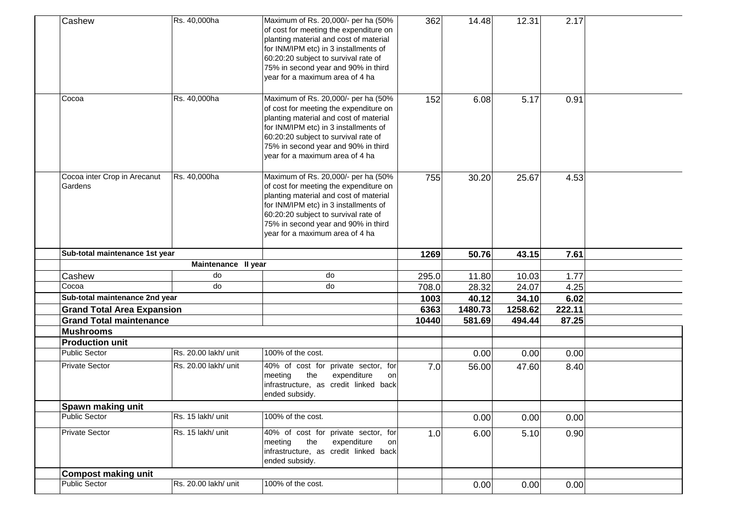| | | | | | | | |
|---|---|---|---|---|---|---|---|
| Cashew | Rs. 40,000ha | Maximum of Rs. 20,000/- per ha (50% of cost for meeting the expenditure on planting material and cost of material for INM/IPM etc) in 3 installments of 60:20:20 subject to survival rate of 75% in second year and 90% in third year for a maximum area of 4 ha | 362 | 14.48 | 12.31 | 2.17 | |
| Cocoa | Rs. 40,000ha | Maximum of Rs. 20,000/- per ha (50% of cost for meeting the expenditure on planting material and cost of material for INM/IPM etc) in 3 installments of 60:20:20 subject to survival rate of 75% in second year and 90% in third year for a maximum area of 4 ha | 152 | 6.08 | 5.17 | 0.91 | |
| Cocoa inter Crop in Arecanut Gardens | Rs. 40,000ha | Maximum of Rs. 20,000/- per ha (50% of cost for meeting the expenditure on planting material and cost of material for INM/IPM etc) in 3 installments of 60:20:20 subject to survival rate of 75% in second year and 90% in third year for a maximum area of 4 ha | 755 | 30.20 | 25.67 | 4.53 | |
| **Sub-total maintenance 1st year** | | | **1269** | **50.76** | **43.15** | **7.61** | |
| | **Maintenance II year** | | | | | | |
| Cashew | do | do | 295.0 | 11.80 | 10.03 | 1.77 | |
| Cocoa | do | do | 708.0 | 28.32 | 24.07 | 4.25 | |
| **Sub-total maintenance 2nd year** | | | **1003** | **40.12** | **34.10** | **6.02** | |
| **Grand Total Area Expansion** | | | **6363** | **1480.73** | **1258.62** | **222.11** | |
| **Grand Total maintenance** | | | **10440** | **581.69** | **494.44** | **87.25** | |
| **Mushrooms** | | | | | | | |
| **Production unit** | | | | | | | |
| Public Sector | Rs. 20.00 lakh/ unit | 100% of the cost. | | 0.00 | 0.00 | 0.00 | |
| Private Sector | Rs. 20.00 lakh/ unit | 40% of cost for private sector, for meeting the expenditure on infrastructure, as credit linked back ended subsidy. | 7.0 | 56.00 | 47.60 | 8.40 | |
| **Spawn making unit** | | | | | | | |
| Public Sector | Rs. 15 lakh/ unit | 100% of the cost. | | 0.00 | 0.00 | 0.00 | |
| Private Sector | Rs. 15 lakh/ unit | 40% of cost for private sector, for meeting the expenditure on infrastructure, as credit linked back ended subsidy. | 1.0 | 6.00 | 5.10 | 0.90 | |
| **Compost making unit** | | | | | | | |
| Public Sector | Rs. 20.00 lakh/ unit | 100% of the cost. | | 0.00 | 0.00 | 0.00 | |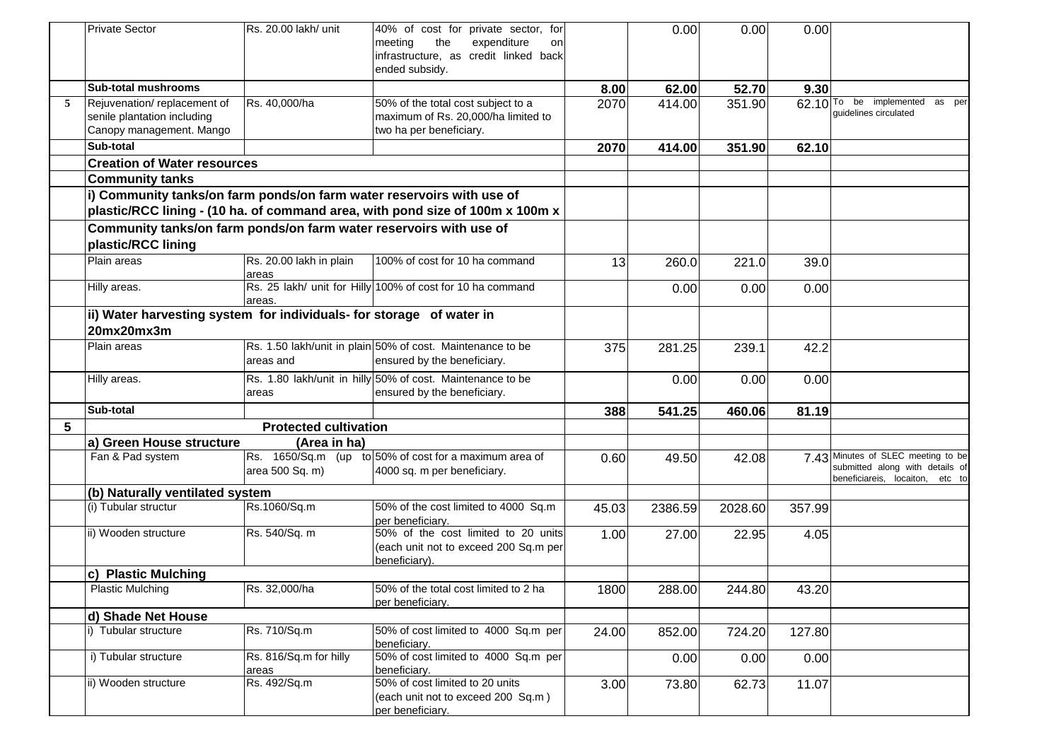| | | | | | | | | |
|---|---|---|---|---|---|---|---|---|
| | Private Sector | Rs. 20.00 lakh/ unit | 40% of cost for private sector, for meeting the expenditure on infrastructure, as credit linked back ended subsidy. | | 0.00 | 0.00 | 0.00 | |
| | **Sub-total mushrooms** | | | **8.00** | **62.00** | **52.70** | **9.30** | |
| 5 | Rejuvenation/ replacement of senile plantation including Canopy management. Mango | Rs. 40,000/ha | 50% of the total cost subject to a maximum of Rs. 20,000/ha limited to two ha per beneficiary. | 2070 | 414.00 | 351.90 | 62.10 | To be implemented as per guidelines circulated |
| | **Sub-total** | | | **2070** | **414.00** | **351.90** | **62.10** | |
| | **Creation of Water resources** | | | | | | | |
| | **Community tanks** | | | | | | | |
| | **i) Community tanks/on farm ponds/on farm water reservoirs with use of plastic/RCC lining - (10 ha. of command area, with pond size of 100m x 100m x** | | | | | | | |
| | **Community tanks/on farm ponds/on farm water reservoirs with use of plastic/RCC lining** | | | | | | | |
| | Plain areas | Rs. 20.00 lakh in plain areas | 100% of cost for 10 ha command | 13 | 260.0 | 221.0 | 39.0 | |
| | Hilly areas. | Rs. 25 lakh/ unit for Hilly areas. | 100% of cost for 10 ha command | | 0.00 | 0.00 | 0.00 | |
| | **ii) Water harvesting system for individuals- for storage of water in 20mx20mx3m** | | | | | | | |
| | Plain areas | Rs. 1.50 lakh/unit in plain areas and | 50% of cost. Maintenance to be ensured by the beneficiary. | 375 | 281.25 | 239.1 | 42.2 | |
| | Hilly areas. | Rs. 1.80 lakh/unit in hilly areas | 50% of cost. Maintenance to be ensured by the beneficiary. | | 0.00 | 0.00 | 0.00 | |
| | **Sub-total** | | | **388** | **541.25** | **460.06** | **81.19** | |
| **5** | | **Protected cultivation** | | | | | | |
| | **a) Green House structure** | **(Area in ha)** | | | | | | |
| | Fan & Pad system | Rs. 1650/Sq.m (up to area 500 Sq. m) | 50% of cost for a maximum area of 4000 sq. m per beneficiary. | 0.60 | 49.50 | 42.08 | 7.43 | Minutes of SLEC meeting to be submitted along with details of beneficiareis, locaiton, etc to |
| | **(b) Naturally ventilated system** | | | | | | | |
| | (i) Tubular structur | Rs.1060/Sq.m | 50% of the cost limited to 4000 Sq.m per beneficiary. | 45.03 | 2386.59 | 2028.60 | 357.99 | |
| | ii) Wooden structure | Rs. 540/Sq. m | 50% of the cost limited to 20 units (each unit not to exceed 200 Sq.m per beneficiary). | 1.00 | 27.00 | 22.95 | 4.05 | |
| | **c) Plastic Mulching** | | | | | | | |
| | Plastic Mulching | Rs. 32,000/ha | 50% of the total cost limited to 2 ha per beneficiary. | 1800 | 288.00 | 244.80 | 43.20 | |
| | **d) Shade Net House** | | | | | | | |
| | i) Tubular structure | Rs. 710/Sq.m | 50% of cost limited to 4000 Sq.m per beneficiary. | 24.00 | 852.00 | 724.20 | 127.80 | |
| | i) Tubular structure | Rs. 816/Sq.m for hilly areas | 50% of cost limited to 4000 Sq.m per beneficiary. | | 0.00 | 0.00 | 0.00 | |
| | ii) Wooden structure | Rs. 492/Sq.m | 50% of cost limited to 20 units (each unit not to exceed 200 Sq.m ) per beneficiary. | 3.00 | 73.80 | 62.73 | 11.07 | |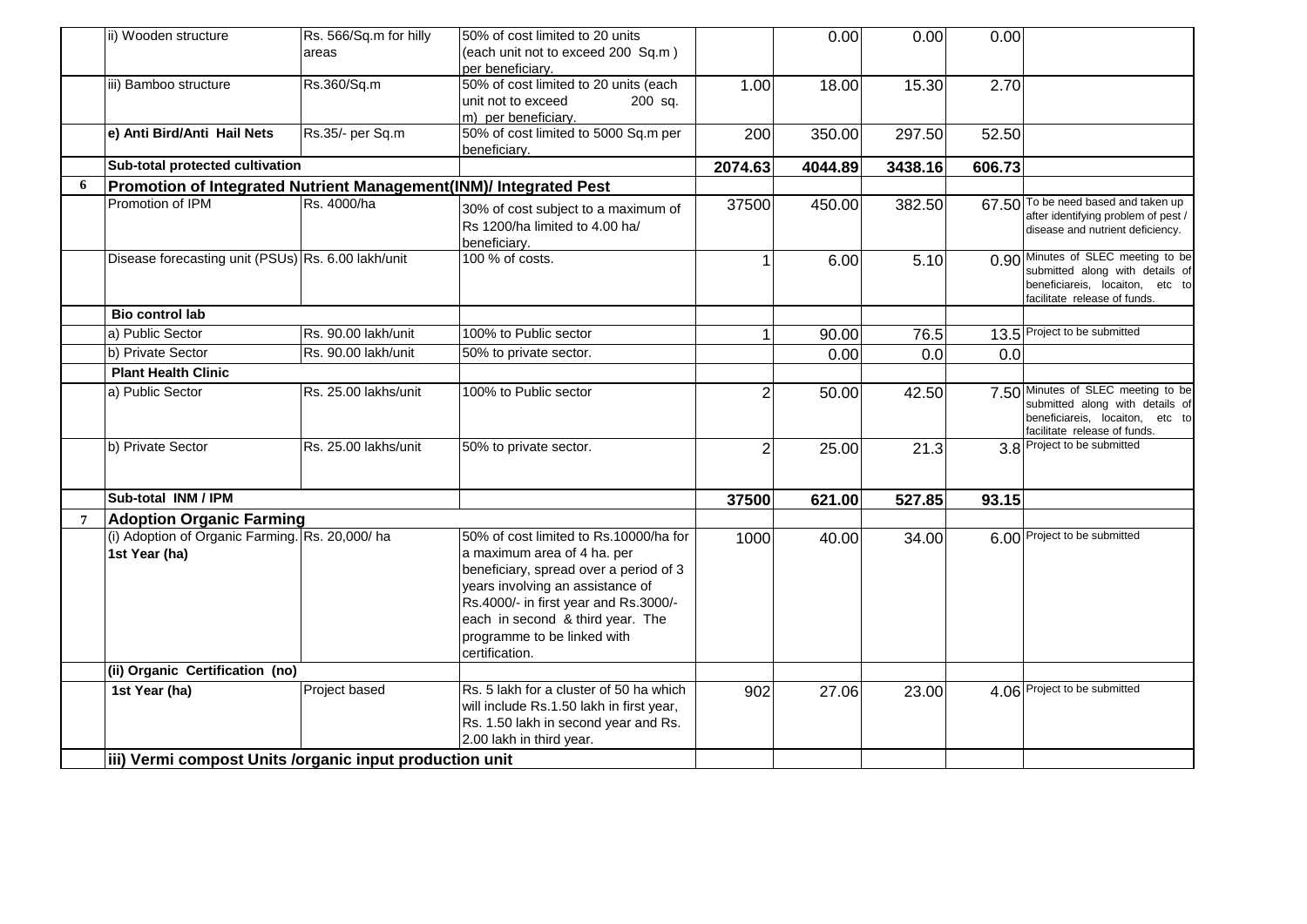| | | | | | | | | |
|---|---|---|---|---|---|---|---|---|
| | ii) Wooden structure | Rs. 566/Sq.m for hilly areas | 50% of cost limited to 20 units (each unit not to exceed 200 Sq.m ) per beneficiary. | | 0.00 | 0.00 | 0.00 | |
| | iii) Bamboo structure | Rs.360/Sq.m | 50% of cost limited to 20 units (each unit not to exceed 200 sq. m) per beneficiary. | 1.00 | 18.00 | 15.30 | 2.70 | |
| | **e) Anti Bird/Anti Hail Nets** | Rs.35/- per Sq.m | 50% of cost limited to 5000 Sq.m per beneficiary. | 200 | 350.00 | 297.50 | 52.50 | |
| | **Sub-total protected cultivation** | | | **2074.63** | **4044.89** | **3438.16** | **606.73** | |
| **6** | **Promotion of Integrated Nutrient Management(INM)/ Integrated Pest** | | | | | | | |
| | Promotion of IPM | Rs. 4000/ha | 30% of cost subject to a maximum of Rs 1200/ha limited to 4.00 ha/ beneficiary. | 37500 | 450.00 | 382.50 | 67.50 | To be need based and taken up after identifying problem of pest / disease and nutrient deficiency. |
| | Disease forecasting unit (PSUs) | Rs. 6.00 lakh/unit | 100 % of costs. | 1 | 6.00 | 5.10 | 0.90 | Minutes of SLEC meeting to be submitted along with details of beneficiareis, locaiton, etc to facilitate release of funds. |
| | **Bio control lab** | | | | | | | |
| | a) Public Sector | Rs. 90.00 lakh/unit | 100% to Public sector | 1 | 90.00 | 76.5 | 13.5 | Project to be submitted |
| | b) Private Sector | Rs. 90.00 lakh/unit | 50% to private sector. | | 0.00 | 0.0 | 0.0 | |
| | **Plant Health Clinic** | | | | | | | |
| | a) Public Sector | Rs. 25.00 lakhs/unit | 100% to Public sector | 2 | 50.00 | 42.50 | 7.50 | Minutes of SLEC meeting to be submitted along with details of beneficiareis, locaiton, etc to facilitate release of funds. |
| | b) Private Sector | Rs. 25.00 lakhs/unit | 50% to private sector. | 2 | 25.00 | 21.3 | 3.8 | Project to be submitted |
| | **Sub-total INM / IPM** | | | **37500** | **621.00** | **527.85** | **93.15** | |
| **7** | **Adoption Organic Farming** | | | | | | | |
| | (i) Adoption of Organic Farming. **1st Year (ha)** | Rs. 20,000/ ha | 50% of cost limited to Rs.10000/ha for a maximum area of 4 ha. per beneficiary, spread over a period of 3 years involving an assistance of Rs.4000/- in first year and Rs.3000/- each in second & third year. The programme to be linked with certification. | 1000 | 40.00 | 34.00 | 6.00 | Project to be submitted |
| | **(ii) Organic Certification (no)** | | | | | | | |
| | **1st Year (ha)** | Project based | Rs. 5 lakh for a cluster of 50 ha which will include Rs.1.50 lakh in first year, Rs. 1.50 lakh in second year and Rs. 2.00 lakh in third year. | 902 | 27.06 | 23.00 | 4.06 | Project to be submitted |
| | **iii) Vermi compost Units /organic input production unit** | | | | | | | |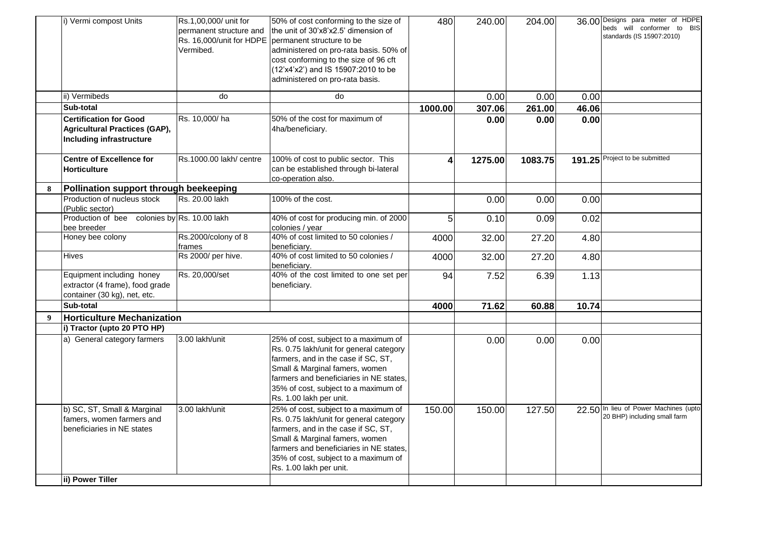| | | | | | | | | |
|---|---|---|---|---|---|---|---|---|
| | i) Vermi compost Units | Rs.1,00,000/ unit for permanent structure and Rs. 16,000/unit for HDPE Vermibed. | 50% of cost conforming to the size of the unit of 30'x8'x2.5' dimension of permanent structure to be administered on pro-rata basis. 50% of cost conforming to the size of 96 cft (12'x4'x2') and IS 15907:2010 to be administered on pro-rata basis. | 480 | 240.00 | 204.00 | 36.00 | Designs para meter of HDPE beds will conformer to BIS standards (IS 15907:2010) |
| | ii) Vermibeds | do | do | | 0.00 | 0.00 | 0.00 | |
| | **Sub-total** | | | **1000.00** | **307.06** | **261.00** | **46.06** | |
| | **Certification for Good Agricultural Practices (GAP), Including infrastructure** | Rs. 10,000/ ha | 50% of the cost for maximum of 4ha/beneficiary. | | **0.00** | **0.00** | **0.00** | |
| | **Centre of Excellence for Horticulture** | Rs.1000.00 lakh/ centre | 100% of cost to public sector. This can be established through bi-lateral co-operation also. | **4** | **1275.00** | **1083.75** | **191.25** | Project to be submitted |
| **8** | **Pollination support through beekeeping** | | | | | | | |
| | Production of nucleus stock (Public sector) | Rs. 20.00 lakh | 100% of the cost. | | 0.00 | 0.00 | 0.00 | |
| | Production of bee colonies by bee breeder | Rs. 10.00 lakh | 40% of cost for producing min. of 2000 colonies / year | 5 | 0.10 | 0.09 | 0.02 | |
| | Honey bee colony | Rs.2000/colony of 8 frames | 40% of cost limited to 50 colonies / beneficiary. | 4000 | 32.00 | 27.20 | 4.80 | |
| | Hives | Rs 2000/ per hive. | 40% of cost limited to 50 colonies / beneficiary. | 4000 | 32.00 | 27.20 | 4.80 | |
| | Equipment including honey extractor (4 frame), food grade container (30 kg), net, etc. | Rs. 20,000/set | 40% of the cost limited to one set per beneficiary. | 94 | 7.52 | 6.39 | 1.13 | |
| | **Sub-total** | | | **4000** | **71.62** | **60.88** | **10.74** | |
| **9** | **Horticulture Mechanization** | | | | | | | |
| | **i) Tractor (upto 20 PTO HP)** | | | | | | | |
| | a) General category farmers | 3.00 lakh/unit | 25% of cost, subject to a maximum of Rs. 0.75 lakh/unit for general category farmers, and in the case if SC, ST, Small & Marginal famers, women farmers and beneficiaries in NE states, 35% of cost, subject to a maximum of Rs. 1.00 lakh per unit. | | 0.00 | 0.00 | 0.00 | |
| | b) SC, ST, Small & Marginal famers, women farmers and beneficiaries in NE states | 3.00 lakh/unit | 25% of cost, subject to a maximum of Rs. 0.75 lakh/unit for general category farmers, and in the case if SC, ST, Small & Marginal famers, women farmers and beneficiaries in NE states, 35% of cost, subject to a maximum of Rs. 1.00 lakh per unit. | 150.00 | 150.00 | 127.50 | 22.50 | In lieu of Power Machines (upto 20 BHP) including small farm |
| | **ii) Power Tiller** | | | | | | | |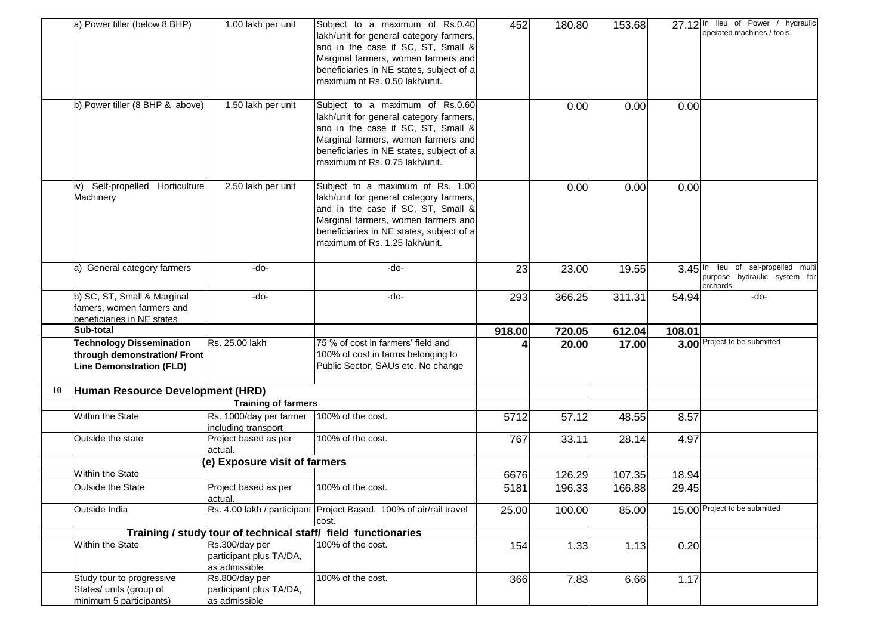| | | | | | | | | |
|---|---|---|---|---|---|---|---|---|
| | a) Power tiller (below 8 BHP) | 1.00 lakh per unit | Subject to a maximum of Rs.0.40 lakh/unit for general category farmers, and in the case if SC, ST, Small & Marginal farmers, women farmers and beneficiaries in NE states, subject of a maximum of Rs. 0.50 lakh/unit. | 452 | 180.80 | 153.68 | 27.12 | In lieu of Power / hydraulic operated machines / tools. |
| | b) Power tiller (8 BHP & above) | 1.50 lakh per unit | Subject to a maximum of Rs.0.60 lakh/unit for general category farmers, and in the case if SC, ST, Small & Marginal farmers, women farmers and beneficiaries in NE states, subject of a maximum of Rs. 0.75 lakh/unit. | | 0.00 | 0.00 | 0.00 | |
| | iv) Self-propelled Horticulture Machinery | 2.50 lakh per unit | Subject to a maximum of Rs. 1.00 lakh/unit for general category farmers, and in the case if SC, ST, Small & Marginal farmers, women farmers and beneficiaries in NE states, subject of a maximum of Rs. 1.25 lakh/unit. | | 0.00 | 0.00 | 0.00 | |
| | a) General category farmers | -do- | -do- | 23 | 23.00 | 19.55 | 3.45 | In lieu of sel-propelled multi purpose hydraulic system for orchards. |
| | b) SC, ST, Small & Marginal famers, women farmers and beneficiaries in NE states | -do- | -do- | 293 | 366.25 | 311.31 | 54.94 | -do- |
| | **Sub-total** | | | **918.00** | **720.05** | **612.04** | **108.01** | |
| | **Technology Dissemination through demonstration/ Front Line Demonstration (FLD)** | Rs. 25.00 lakh | 75 % of cost in farmers' field and 100% of cost in farms belonging to Public Sector, SAUs etc. No change | **4** | **20.00** | **17.00** | **3.00** | Project to be submitted |
| **10** | **Human Resource Development (HRD)** | | | | | | | |
| | | **Training of farmers** | | | | | | |
| | Within the State | Rs. 1000/day per farmer including transport | 100% of the cost. | 5712 | 57.12 | 48.55 | 8.57 | |
| | Outside the state | Project based as per actual. | 100% of the cost. | 767 | 33.11 | 28.14 | 4.97 | |
| | | **(e) Exposure visit of farmers** | | | | | | |
| | Within the State | | | 6676 | 126.29 | 107.35 | 18.94 | |
| | Outside the State | Project based as per actual. | 100% of the cost. | 5181 | 196.33 | 166.88 | 29.45 | |
| | Outside India | Rs. 4.00 lakh / participant | Project Based. 100% of air/rail travel cost. | 25.00 | 100.00 | 85.00 | 15.00 | Project to be submitted |
| | | **Training / study tour of technical staff/ field functionaries** | | | | | | |
| | Within the State | Rs.300/day per participant plus TA/DA, as admissible | 100% of the cost. | 154 | 1.33 | 1.13 | 0.20 | |
| | Study tour to progressive States/ units (group of minimum 5 participants) | Rs.800/day per participant plus TA/DA, as admissible | 100% of the cost. | 366 | 7.83 | 6.66 | 1.17 | |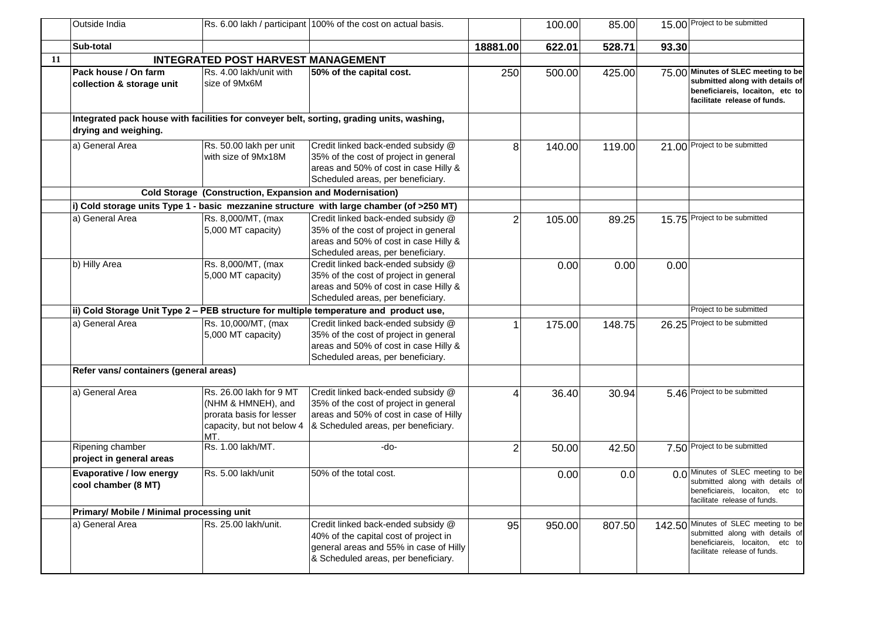| | | | | | | | | |
|---|---|---|---|---|---|---|---|---|
| | Outside India | Rs. 6.00 lakh / participant | 100% of the cost on actual basis. | | 100.00 | 85.00 | 15.00 | Project to be submitted |
| | **Sub-total** | | | **18881.00** | **622.01** | **528.71** | **93.30** | |
| **11** | **INTEGRATED POST HARVEST MANAGEMENT** | | | | | | | |
| | **Pack house / On farm collection & storage unit** | Rs. 4.00 lakh/unit with size of 9Mx6M | **50% of the capital cost.** | 250 | 500.00 | 425.00 | 75.00 | **Minutes of SLEC meeting to be submitted along with details of beneficiareis, locaiton, etc to facilitate release of funds.** |
| | **Integrated pack house with facilities for conveyer belt, sorting, grading units, washing, drying and weighing.** | | | | | | | |
| | a) General Area | Rs. 50.00 lakh per unit with size of 9Mx18M | Credit linked back-ended subsidy @ 35% of the cost of project in general areas and 50% of cost in case Hilly & Scheduled areas, per beneficiary. | 8 | 140.00 | 119.00 | 21.00 | Project to be submitted |
| | **Cold Storage (Construction, Expansion and Modernisation)** | | | | | | | |
| | **i) Cold storage units Type 1 - basic mezzanine structure with large chamber (of >250 MT)** | | | | | | | |
| | a) General Area | Rs. 8,000/MT, (max 5,000 MT capacity) | Credit linked back-ended subsidy @ 35% of the cost of project in general areas and 50% of cost in case Hilly & Scheduled areas, per beneficiary. | 2 | 105.00 | 89.25 | 15.75 | Project to be submitted |
| | b) Hilly Area | Rs. 8,000/MT, (max 5,000 MT capacity) | Credit linked back-ended subsidy @ 35% of the cost of project in general areas and 50% of cost in case Hilly & Scheduled areas, per beneficiary. | | 0.00 | 0.00 | 0.00 | |
| | **ii) Cold Storage Unit Type 2 – PEB structure for multiple temperature and product use,** | | | | | | | Project to be submitted |
| | a) General Area | Rs. 10,000/MT, (max 5,000 MT capacity) | Credit linked back-ended subsidy @ 35% of the cost of project in general areas and 50% of cost in case Hilly & Scheduled areas, per beneficiary. | 1 | 175.00 | 148.75 | 26.25 | Project to be submitted |
| | **Refer vans/ containers (general areas)** | | | | | | | |
| | a) General Area | Rs. 26.00 lakh for 9 MT (NHM & HMNEH), and prorata basis for lesser capacity, but not below 4 MT. | Credit linked back-ended subsidy @ 35% of the cost of project in general areas and 50% of cost in case of Hilly & Scheduled areas, per beneficiary. | 4 | 36.40 | 30.94 | 5.46 | Project to be submitted |
| | Ripening chamber **project in general areas** | Rs. 1.00 lakh/MT. | -do- | 2 | 50.00 | 42.50 | 7.50 | Project to be submitted |
| | **Evaporative / low energy cool chamber (8 MT)** | Rs. 5.00 lakh/unit | 50% of the total cost. | | 0.00 | 0.0 | 0.0 | Minutes of SLEC meeting to be submitted along with details of beneficiareis, locaiton, etc to facilitate release of funds. |
| | **Primary/ Mobile / Minimal processing unit** | | | | | | | |
| | a) General Area | Rs. 25.00 lakh/unit. | Credit linked back-ended subsidy @ 40% of the capital cost of project in general areas and 55% in case of Hilly & Scheduled areas, per beneficiary. | 95 | 950.00 | 807.50 | 142.50 | Minutes of SLEC meeting to be submitted along with details of beneficiareis, locaiton, etc to facilitate release of funds. |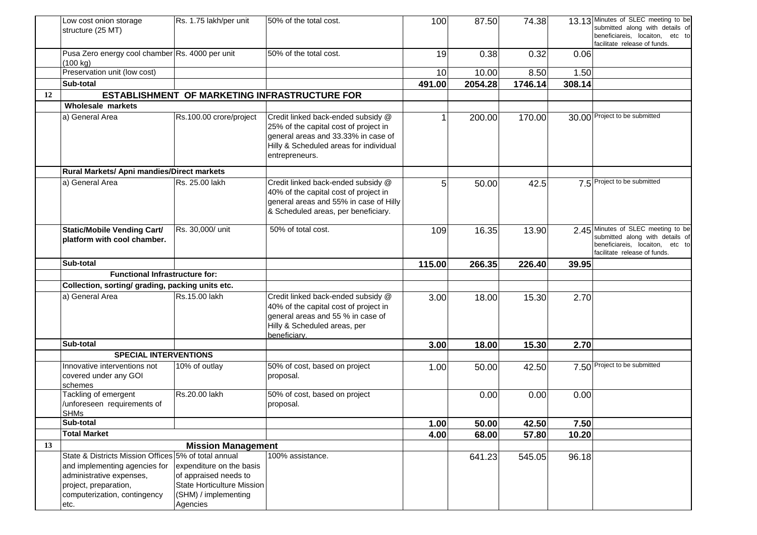|  |  |  |  |  |  |  |  |  |
|---|---|---|---|---|---|---|---|---|
|  | Low cost onion storage structure (25 MT) | Rs. 1.75 lakh/per unit | 50% of the total cost. | 100 | 87.50 | 74.38 | 13.13 | Minutes of SLEC meeting to be submitted along with details of beneficiareis, locaiton, etc to facilitate release of funds. |
|  | Pusa Zero energy cool chamber (100 kg) | Rs. 4000 per unit | 50% of the total cost. | 19 | 0.38 | 0.32 | 0.06 |  |
|  | Preservation unit (low cost) |  |  | 10 | 10.00 | 8.50 | 1.50 |  |
|  | **Sub-total** |  |  | **491.00** | **2054.28** | **1746.14** | **308.14** |  |
| **12** | **ESTABLISHMENT OF MARKETING INFRASTRUCTURE FOR** |  |  |  |  |  |  |  |
|  | **Wholesale markets** |  |  |  |  |  |  |  |
|  | a) General Area | Rs.100.00 crore/project | Credit linked back-ended subsidy @ 25% of the capital cost of project in general areas and 33.33% in case of Hilly & Scheduled areas for individual entrepreneurs. | 1 | 200.00 | 170.00 | 30.00 | Project to be submitted |
|  | **Rural Markets/ Apni mandies/Direct markets** |  |  |  |  |  |  |  |
|  | a) General Area | Rs. 25.00 lakh | Credit linked back-ended subsidy @ 40% of the capital cost of project in general areas and 55% in case of Hilly & Scheduled areas, per beneficiary. | 5 | 50.00 | 42.5 | 7.5 | Project to be submitted |
|  | **Static/Mobile Vending Cart/ platform with cool chamber.** | Rs. 30,000/ unit | 50% of total cost. | 109 | 16.35 | 13.90 | 2.45 | Minutes of SLEC meeting to be submitted along with details of beneficiareis, locaiton, etc to facilitate release of funds. |
|  | **Sub-total** |  |  | **115.00** | **266.35** | **226.40** | **39.95** |  |
|  | **Functional Infrastructure for:** |  |  |  |  |  |  |  |
|  | **Collection, sorting/ grading, packing units etc.** |  |  |  |  |  |  |  |
|  | a) General Area | Rs.15.00 lakh | Credit linked back-ended subsidy @ 40% of the capital cost of project in general areas and 55 % in case of Hilly & Scheduled areas, per beneficiary. | 3.00 | 18.00 | 15.30 | 2.70 |  |
|  | **Sub-total** |  |  | **3.00** | **18.00** | **15.30** | **2.70** |  |
|  | **SPECIAL INTERVENTIONS** |  |  |  |  |  |  |  |
|  | Innovative interventions not covered under any GOI schemes | 10% of outlay | 50% of cost, based on project proposal. | 1.00 | 50.00 | 42.50 | 7.50 | Project to be submitted |
|  | Tackling of emergent /unforeseen requirements of SHMs | Rs.20.00 lakh | 50% of cost, based on project proposal. |  | 0.00 | 0.00 | 0.00 |  |
|  | **Sub-total** |  |  | **1.00** | **50.00** | **42.50** | **7.50** |  |
|  | **Total Market** |  |  | **4.00** | **68.00** | **57.80** | **10.20** |  |
| **13** |  | **Mission Management** |  |  |  |  |  |  |
|  | State & Districts Mission Offices and implementing agencies for administrative expenses, project, preparation, computerization, contingency etc. | 5% of total annual expenditure on the basis of appraised needs to State Horticulture Mission (SHM) / implementing Agencies | 100% assistance. |  | 641.23 | 545.05 | 96.18 |  |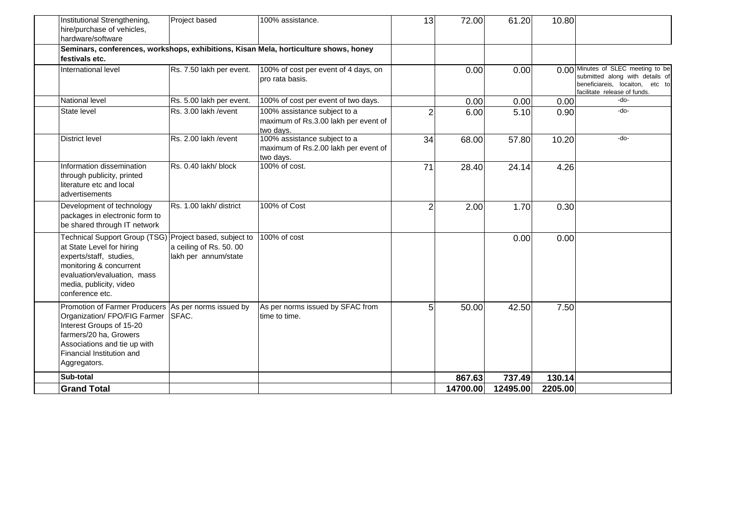| | | | | | | | | |
|---|---|---|---|---|---|---|---|---|
| | Institutional Strengthening, hire/purchase of vehicles, hardware/software | Project based | 100% assistance. | 13 | 72.00 | 61.20 | 10.80 | |
| | **Seminars, conferences, workshops, exhibitions, Kisan Mela, horticulture shows, honey festivals etc.** | | | | | | | |
| | International level | Rs. 7.50 lakh per event. | 100% of cost per event of 4 days, on pro rata basis. | | 0.00 | 0.00 | 0.00 | Minutes of SLEC meeting to be submitted along with details of beneficiareis, locaiton, etc to facilitate release of funds. |
| | National level | Rs. 5.00 lakh per event. | 100% of cost per event of two days. | | 0.00 | 0.00 | 0.00 | -do- |
| | State level | Rs. 3.00 lakh /event | 100% assistance subject to a maximum of Rs.3.00 lakh per event of two days. | 2 | 6.00 | 5.10 | 0.90 | -do- |
| | District level | Rs. 2.00 lakh /event | 100% assistance subject to a maximum of Rs.2.00 lakh per event of two days. | 34 | 68.00 | 57.80 | 10.20 | -do- |
| | Information dissemination through publicity, printed literature etc and local advertisements | Rs. 0.40 lakh/ block | 100% of cost. | 71 | 28.40 | 24.14 | 4.26 | |
| | Development of technology packages in electronic form to be shared through IT network | Rs. 1.00 lakh/ district | 100% of Cost | 2 | 2.00 | 1.70 | 0.30 | |
| | Technical Support Group (TSG) at State Level for hiring experts/staff, studies, monitoring & concurrent evaluation/evaluation, mass media, publicity, video conference etc. | Project based, subject to a ceiling of Rs. 50. 00 lakh per annum/state | 100% of cost | | | 0.00 | 0.00 | |
| | Promotion of Farmer Producers Organization/ FPO/FIG Farmer Interest Groups of 15-20 farmers/20 ha, Growers Associations and tie up with Financial Institution and Aggregators. | As per norms issued by SFAC. | As per norms issued by SFAC from time to time. | 5 | 50.00 | 42.50 | 7.50 | |
| | **Sub-total** | | | | **867.63** | **737.49** | **130.14** | |
| | **Grand Total** | | | | **14700.00** | **12495.00** | **2205.00** | |